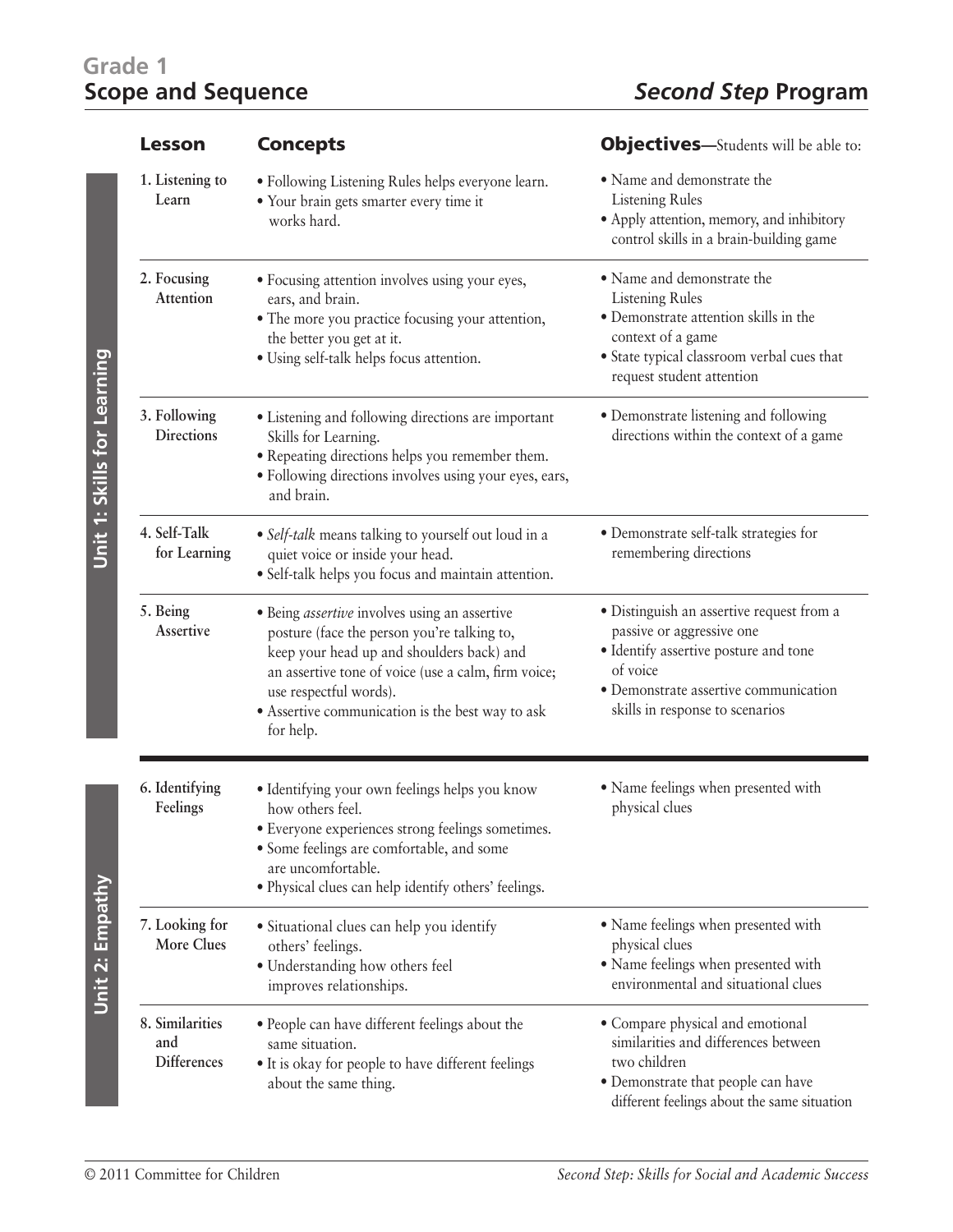# Grade 1
# Scope and Sequence

## *Second Step* Program

| Unit | Lesson | Concepts | Objectives—Students will be able to: |
|---|---|---|---|
| Unit 1: Skills for Learning | 1. Listening to Learn | • Following Listening Rules helps everyone learn.<br>• Your brain gets smarter every time it works hard. | • Name and demonstrate the Listening Rules<br>• Apply attention, memory, and inhibitory control skills in a brain-building game |
| | 2. Focusing Attention | • Focusing attention involves using your eyes, ears, and brain.<br>• The more you practice focusing your attention, the better you get at it.<br>• Using self-talk helps focus attention. | • Name and demonstrate the Listening Rules<br>• Demonstrate attention skills in the context of a game<br>• State typical classroom verbal cues that request student attention |
| | 3. Following Directions | • Listening and following directions are important Skills for Learning.<br>• Repeating directions helps you remember them.<br>• Following directions involves using your eyes, ears, and brain. | • Demonstrate listening and following directions within the context of a game |
| | 4. Self-Talk for Learning | • *Self-talk* means talking to yourself out loud in a quiet voice or inside your head.<br>• Self-talk helps you focus and maintain attention. | • Demonstrate self-talk strategies for remembering directions |
| | 5. Being Assertive | • Being *assertive* involves using an assertive posture (face the person you're talking to, keep your head up and shoulders back) and an assertive tone of voice (use a calm, firm voice; use respectful words).<br>• Assertive communication is the best way to ask for help. | • Distinguish an assertive request from a passive or aggressive one<br>• Identify assertive posture and tone of voice<br>• Demonstrate assertive communication skills in response to scenarios |
| Unit 2: Empathy | 6. Identifying Feelings | • Identifying your own feelings helps you know how others feel.<br>• Everyone experiences strong feelings sometimes.<br>• Some feelings are comfortable, and some are uncomfortable.<br>• Physical clues can help identify others' feelings. | • Name feelings when presented with physical clues |
| | 7. Looking for More Clues | • Situational clues can help you identify others' feelings.<br>• Understanding how others feel improves relationships. | • Name feelings when presented with physical clues<br>• Name feelings when presented with environmental and situational clues |
| | 8. Similarities and Differences | • People can have different feelings about the same situation.<br>• It is okay for people to have different feelings about the same thing. | • Compare physical and emotional similarities and differences between two children<br>• Demonstrate that people can have different feelings about the same situation |

© 2011 Committee for Children

*Second Step: Skills for Social and Academic Success*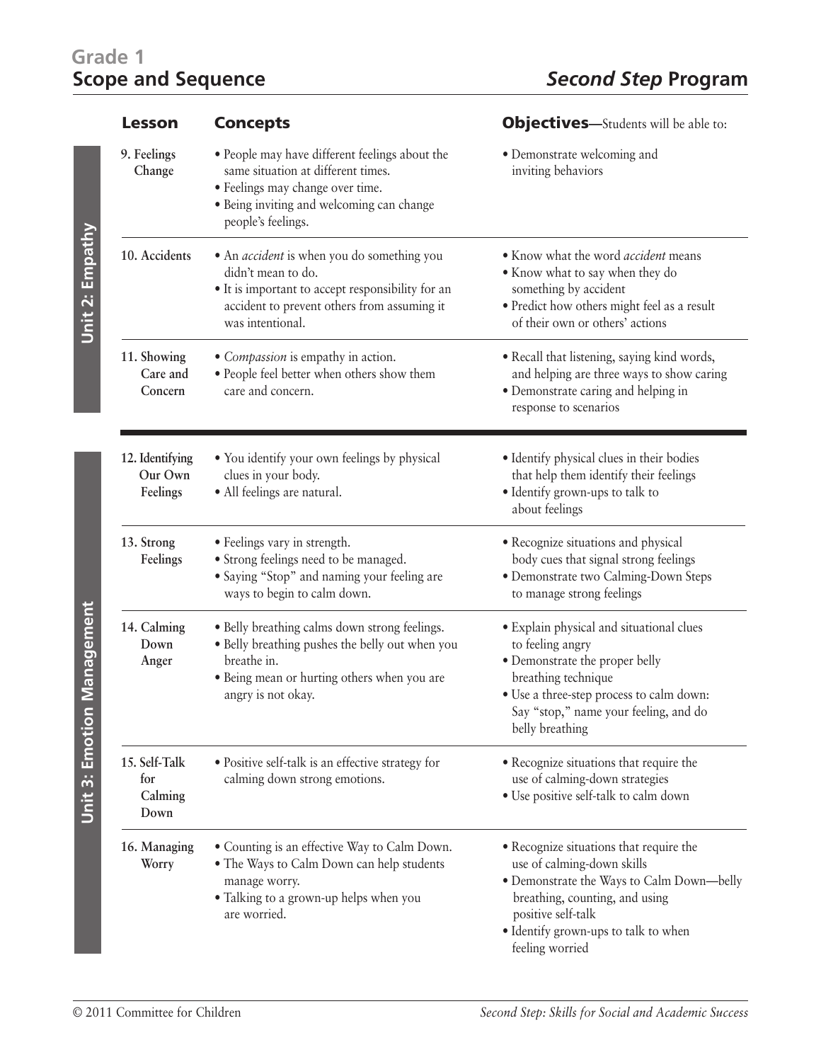## Grade 1
## Scope and Sequence — *Second Step* Program

| Unit | Lesson | Concepts | Objectives—Students will be able to: |
|---|---|---|---|
| Unit 2: Empathy | 9. Feelings Change | • People may have different feelings about the same situation at different times.<br>• Feelings may change over time.<br>• Being inviting and welcoming can change people's feelings. | • Demonstrate welcoming and inviting behaviors |
| Unit 2: Empathy | 10. Accidents | • An *accident* is when you do something you didn't mean to do.<br>• It is important to accept responsibility for an accident to prevent others from assuming it was intentional. | • Know what the word *accident* means<br>• Know what to say when they do something by accident<br>• Predict how others might feel as a result of their own or others' actions |
| Unit 2: Empathy | 11. Showing Care and Concern | • *Compassion* is empathy in action.<br>• People feel better when others show them care and concern. | • Recall that listening, saying kind words, and helping are three ways to show caring<br>• Demonstrate caring and helping in response to scenarios |
| Unit 3: Emotion Management | 12. Identifying Our Own Feelings | • You identify your own feelings by physical clues in your body.<br>• All feelings are natural. | • Identify physical clues in their bodies that help them identify their feelings<br>• Identify grown-ups to talk to about feelings |
| Unit 3: Emotion Management | 13. Strong Feelings | • Feelings vary in strength.<br>• Strong feelings need to be managed.<br>• Saying "Stop" and naming your feeling are ways to begin to calm down. | • Recognize situations and physical body cues that signal strong feelings<br>• Demonstrate two Calming-Down Steps to manage strong feelings |
| Unit 3: Emotion Management | 14. Calming Down Anger | • Belly breathing calms down strong feelings.<br>• Belly breathing pushes the belly out when you breathe in.<br>• Being mean or hurting others when you are angry is not okay. | • Explain physical and situational clues to feeling angry<br>• Demonstrate the proper belly breathing technique<br>• Use a three-step process to calm down: Say "stop," name your feeling, and do belly breathing |
| Unit 3: Emotion Management | 15. Self-Talk for Calming Down | • Positive self-talk is an effective strategy for calming down strong emotions. | • Recognize situations that require the use of calming-down strategies<br>• Use positive self-talk to calm down |
| Unit 3: Emotion Management | 16. Managing Worry | • Counting is an effective Way to Calm Down.<br>• The Ways to Calm Down can help students manage worry.<br>• Talking to a grown-up helps when you are worried. | • Recognize situations that require the use of calming-down skills<br>• Demonstrate the Ways to Calm Down—belly breathing, counting, and using positive self-talk<br>• Identify grown-ups to talk to when feeling worried |

© 2011 Committee for Children — *Second Step: Skills for Social and Academic Success*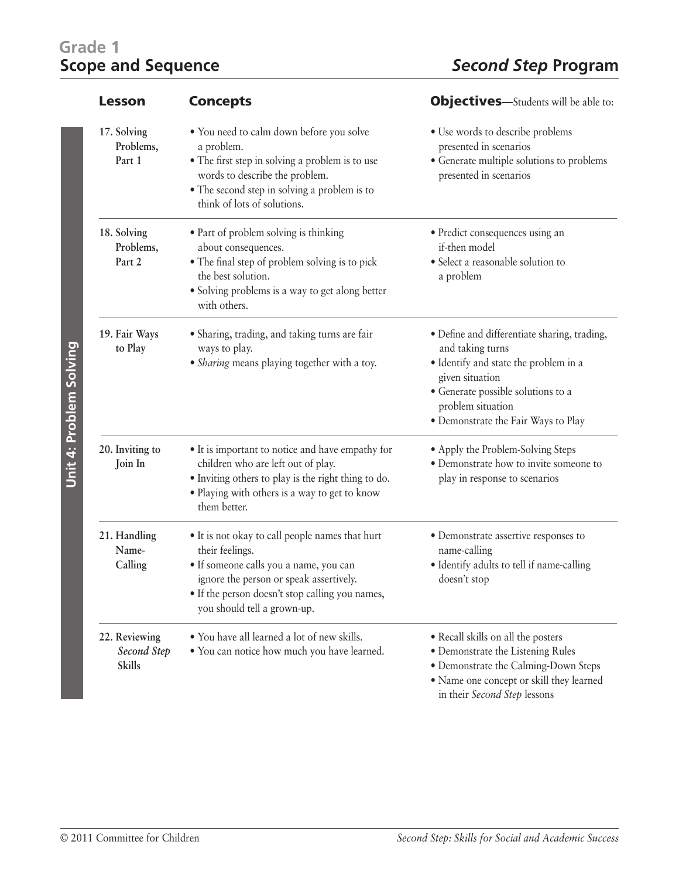## Grade 1
## Scope and Sequence

***Second Step* Program**

**Unit 4: Problem Solving**

| Lesson | Concepts | Objectives—Students will be able to: |
|---|---|---|
| 17. Solving Problems, Part 1 | • You need to calm down before you solve a problem.<br>• The first step in solving a problem is to use words to describe the problem.<br>• The second step in solving a problem is to think of lots of solutions. | • Use words to describe problems presented in scenarios<br>• Generate multiple solutions to problems presented in scenarios |
| 18. Solving Problems, Part 2 | • Part of problem solving is thinking about consequences.<br>• The final step of problem solving is to pick the best solution.<br>• Solving problems is a way to get along better with others. | • Predict consequences using an if-then model<br>• Select a reasonable solution to a problem |
| 19. Fair Ways to Play | • Sharing, trading, and taking turns are fair ways to play.<br>• *Sharing* means playing together with a toy. | • Define and differentiate sharing, trading, and taking turns<br>• Identify and state the problem in a given situation<br>• Generate possible solutions to a problem situation<br>• Demonstrate the Fair Ways to Play |
| 20. Inviting to Join In | • It is important to notice and have empathy for children who are left out of play.<br>• Inviting others to play is the right thing to do.<br>• Playing with others is a way to get to know them better. | • Apply the Problem-Solving Steps<br>• Demonstrate how to invite someone to play in response to scenarios |
| 21. Handling Name-Calling | • It is not okay to call people names that hurt their feelings.<br>• If someone calls you a name, you can ignore the person or speak assertively.<br>• If the person doesn't stop calling you names, you should tell a grown-up. | • Demonstrate assertive responses to name-calling<br>• Identify adults to tell if name-calling doesn't stop |
| 22. Reviewing *Second Step* Skills | • You have all learned a lot of new skills.<br>• You can notice how much you have learned. | • Recall skills on all the posters<br>• Demonstrate the Listening Rules<br>• Demonstrate the Calming-Down Steps<br>• Name one concept or skill they learned in their *Second Step* lessons |